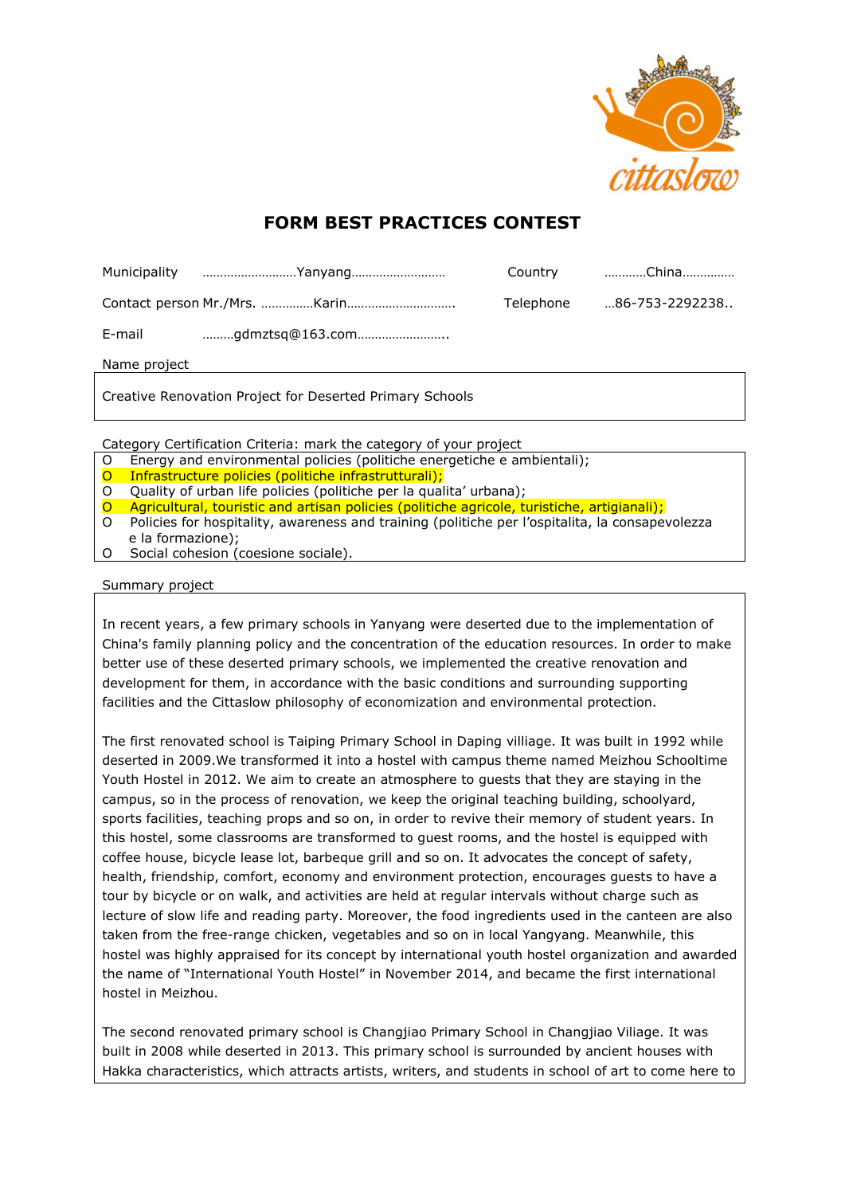# FORM BEST PRACTICES CONTEST

Municipality ………………………Yanyang………………………  Country …………China……………

Contact person Mr./Mrs. ……………Karin…………………………. Telephone …86-753-2292238..

E-mail ………gdmztsq@163.com……………………..

Name project

Creative Renovation Project for Deserted Primary Schools

Category Certification Criteria: mark the category of your project

- O Energy and environmental policies (politiche energetiche e ambientali);
- O Infrastructure policies (politiche infrastrutturali);
- O Quality of urban life policies (politiche per la qualita' urbana);
- O Agricultural, touristic and artisan policies (politiche agricole, turistiche, artigianali);
- O Policies for hospitality, awareness and training (politiche per l'ospitalita, la consapevolezza e la formazione);
- O Social cohesion (coesione sociale).

Summary project

In recent years, a few primary schools in Yanyang were deserted due to the implementation of China's family planning policy and the concentration of the education resources. In order to make better use of these deserted primary schools, we implemented the creative renovation and development for them, in accordance with the basic conditions and surrounding supporting facilities and the Cittaslow philosophy of economization and environmental protection.

The first renovated school is Taiping Primary School in Daping villiage. It was built in 1992 while deserted in 2009.We transformed it into a hostel with campus theme named Meizhou Schooltime Youth Hostel in 2012. We aim to create an atmosphere to guests that they are staying in the campus, so in the process of renovation, we keep the original teaching building, schoolyard, sports facilities, teaching props and so on, in order to revive their memory of student years. In this hostel, some classrooms are transformed to guest rooms, and the hostel is equipped with coffee house, bicycle lease lot, barbeque grill and so on. It advocates the concept of safety, health, friendship, comfort, economy and environment protection, encourages guests to have a tour by bicycle or on walk, and activities are held at regular intervals without charge such as lecture of slow life and reading party. Moreover, the food ingredients used in the canteen are also taken from the free-range chicken, vegetables and so on in local Yangyang. Meanwhile, this hostel was highly appraised for its concept by international youth hostel organization and awarded the name of "International Youth Hostel" in November 2014, and became the first international hostel in Meizhou.

The second renovated primary school is Changjiao Primary School in Changjiao Viliage. It was built in 2008 while deserted in 2013. This primary school is surrounded by ancient houses with Hakka characteristics, which attracts artists, writers, and students in school of art to come here to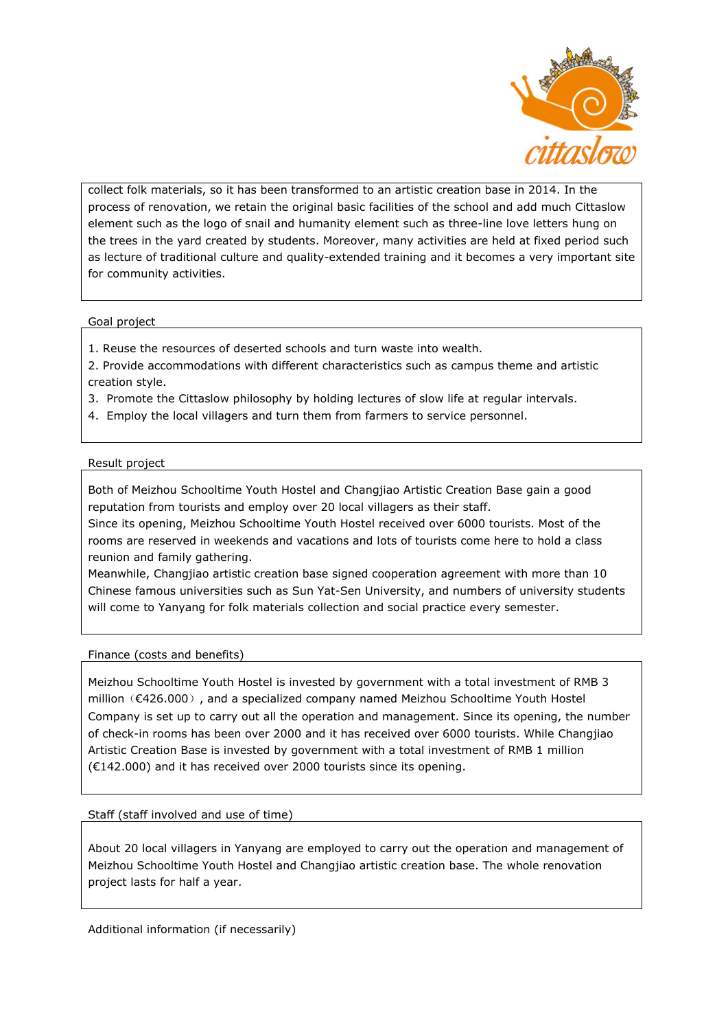collect folk materials, so it has been transformed to an artistic creation base in 2014. In the process of renovation, we retain the original basic facilities of the school and add much Cittaslow element such as the logo of snail and humanity element such as three-line love letters hung on the trees in the yard created by students. Moreover, many activities are held at fixed period such as lecture of traditional culture and quality-extended training and it becomes a very important site for community activities.

Goal project

1. Reuse the resources of deserted schools and turn waste into wealth.
2. Provide accommodations with different characteristics such as campus theme and artistic creation style.
3. Promote the Cittaslow philosophy by holding lectures of slow life at regular intervals.
4. Employ the local villagers and turn them from farmers to service personnel.

Result project

Both of Meizhou Schooltime Youth Hostel and Changjiao Artistic Creation Base gain a good reputation from tourists and employ over 20 local villagers as their staff.
Since its opening, Meizhou Schooltime Youth Hostel received over 6000 tourists. Most of the rooms are reserved in weekends and vacations and lots of tourists come here to hold a class reunion and family gathering.
Meanwhile, Changjiao artistic creation base signed cooperation agreement with more than 10 Chinese famous universities such as Sun Yat-Sen University, and numbers of university students will come to Yanyang for folk materials collection and social practice every semester.

Finance (costs and benefits)

Meizhou Schooltime Youth Hostel is invested by government with a total investment of RMB 3 million（€426.000）, and a specialized company named Meizhou Schooltime Youth Hostel Company is set up to carry out all the operation and management. Since its opening, the number of check-in rooms has been over 2000 and it has received over 6000 tourists. While Changjiao Artistic Creation Base is invested by government with a total investment of RMB 1 million (€142.000) and it has received over 2000 tourists since its opening.

Staff (staff involved and use of time)

About 20 local villagers in Yanyang are employed to carry out the operation and management of Meizhou Schooltime Youth Hostel and Changjiao artistic creation base. The whole renovation project lasts for half a year.

Additional information (if necessarily)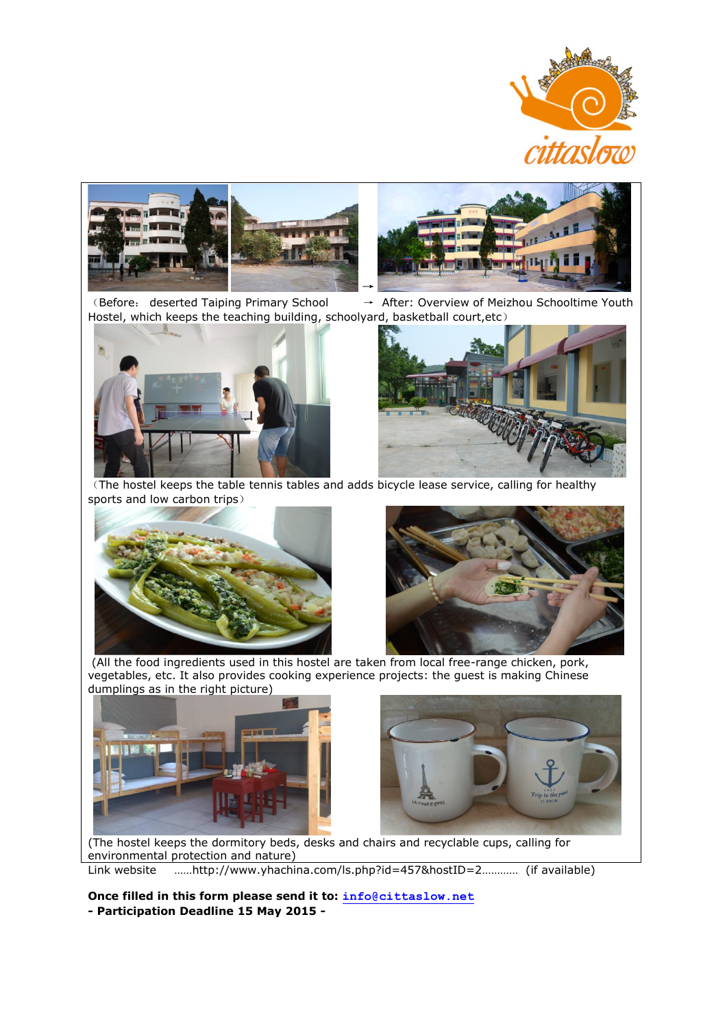（Before： deserted Taiping Primary School → After: Overview of Meizhou Schooltime Youth Hostel, which keeps the teaching building, schoolyard, basketball court,etc）

（The hostel keeps the table tennis tables and adds bicycle lease service, calling for healthy sports and low carbon trips）

(All the food ingredients used in this hostel are taken from local free-range chicken, pork, vegetables, etc. It also provides cooking experience projects: the guest is making Chinese dumplings as in the right picture)

(The hostel keeps the dormitory beds, desks and chairs and recyclable cups, calling for environmental protection and nature)

Link website ……http://www.yhachina.com/ls.php?id=457&hostID=2………… (if available)

**Once filled in this form please send it to: info@cittaslow.net**

**- Participation Deadline 15 May 2015 -**